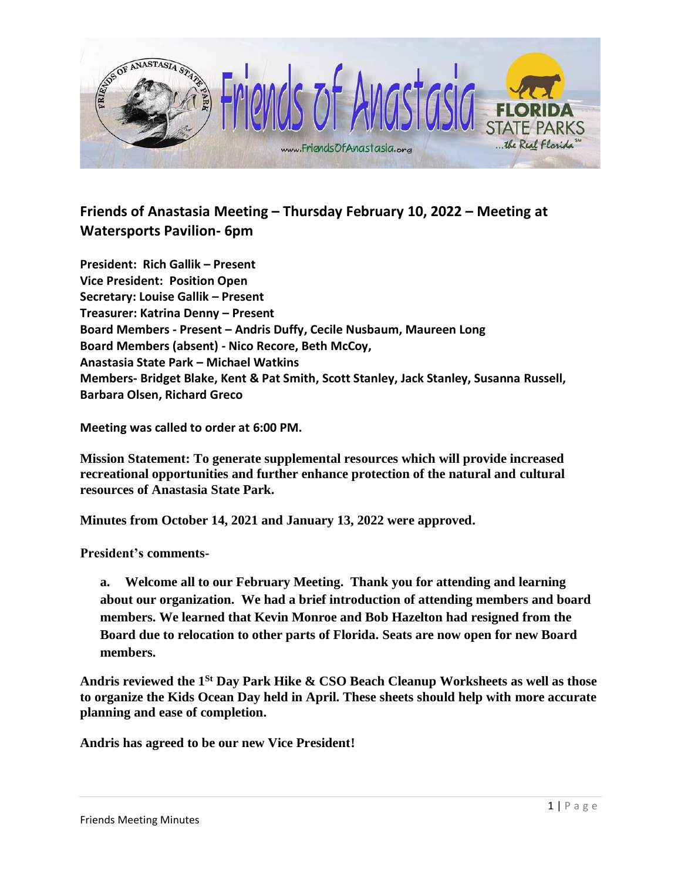## Friends of Anastasia Meeting – Thursday February 10, 2022 – Meeting at Watersports Pavilion- 6pm

**President: Rich Gallik – Present**
**Vice President: Position Open**
**Secretary: Louise Gallik – Present**
**Treasurer: Katrina Denny – Present**
**Board Members - Present – Andris Duffy, Cecile Nusbaum, Maureen Long**
**Board Members (absent) - Nico Recore, Beth McCoy,**
**Anastasia State Park – Michael Watkins**
**Members- Bridget Blake, Kent & Pat Smith, Scott Stanley, Jack Stanley, Susanna Russell, Barbara Olsen, Richard Greco**

**Meeting was called to order at 6:00 PM.**

**Mission Statement: To generate supplemental resources which will provide increased recreational opportunities and further enhance protection of the natural and cultural resources of Anastasia State Park.**

**Minutes from October 14, 2021 and January 13, 2022 were approved.**

**President's comments-**

**a. Welcome all to our February Meeting. Thank you for attending and learning about our organization. We had a brief introduction of attending members and board members. We learned that Kevin Monroe and Bob Hazelton had resigned from the Board due to relocation to other parts of Florida. Seats are now open for new Board members.**

**Andris reviewed the 1St Day Park Hike & CSO Beach Cleanup Worksheets as well as those to organize the Kids Ocean Day held in April. These sheets should help with more accurate planning and ease of completion.**

**Andris has agreed to be our new Vice President!**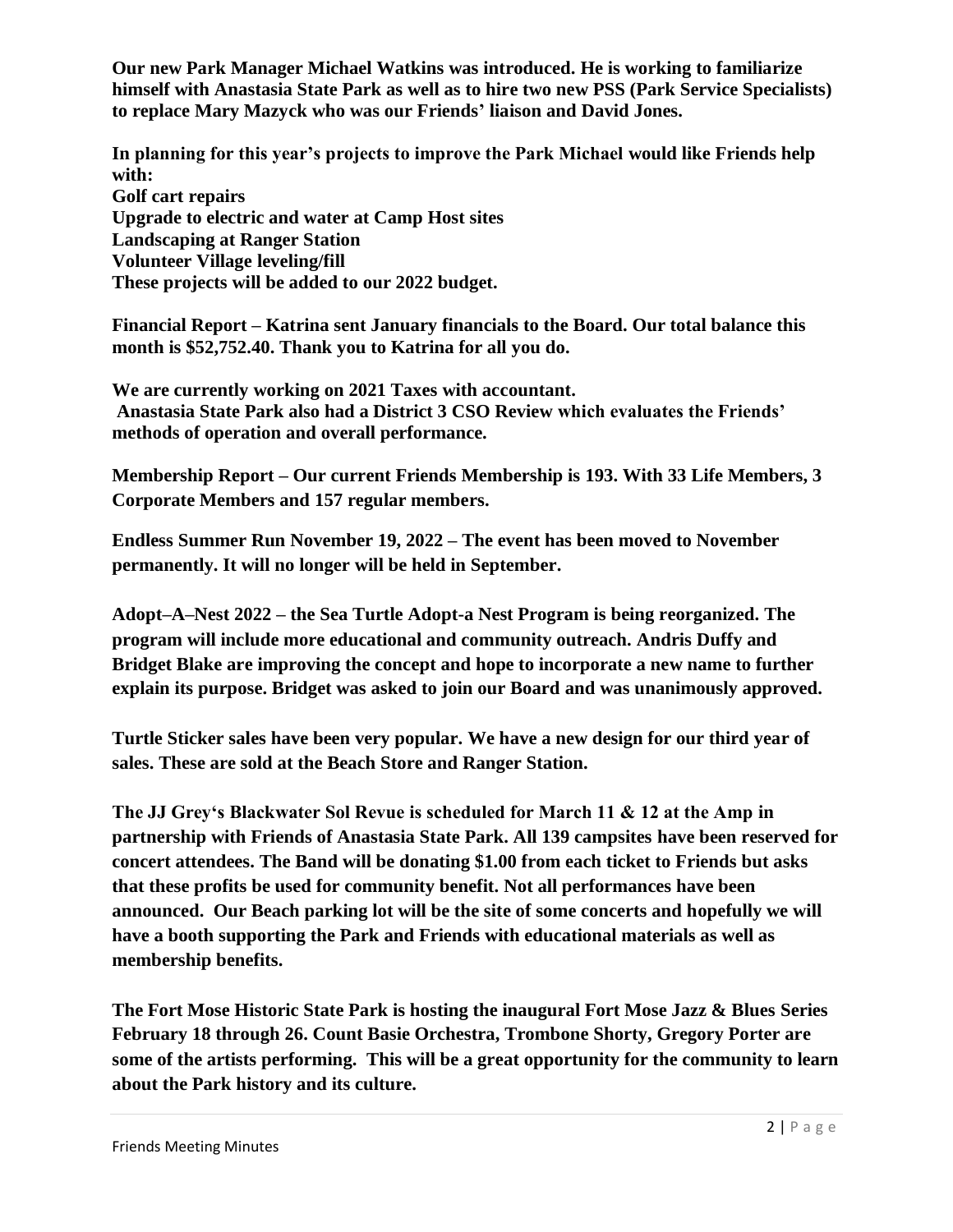**Our new Park Manager Michael Watkins was introduced. He is working to familiarize himself with Anastasia State Park as well as to hire two new PSS (Park Service Specialists) to replace Mary Mazyck who was our Friends' liaison and David Jones.**

**In planning for this year's projects to improve the Park Michael would like Friends help with:**
**Golf cart repairs**
**Upgrade to electric and water at Camp Host sites**
**Landscaping at Ranger Station**
**Volunteer Village leveling/fill**
**These projects will be added to our 2022 budget.**

**Financial Report – Katrina sent January financials to the Board. Our total balance this month is $52,752.40. Thank you to Katrina for all you do.**

**We are currently working on 2021 Taxes with accountant.**
**Anastasia State Park also had a District 3 CSO Review which evaluates the Friends' methods of operation and overall performance.**

**Membership Report – Our current Friends Membership is 193. With 33 Life Members, 3 Corporate Members and 157 regular members.**

**Endless Summer Run November 19, 2022 – The event has been moved to November permanently. It will no longer will be held in September.**

**Adopt–A–Nest 2022 – the Sea Turtle Adopt-a Nest Program is being reorganized. The program will include more educational and community outreach. Andris Duffy and Bridget Blake are improving the concept and hope to incorporate a new name to further explain its purpose. Bridget was asked to join our Board and was unanimously approved.**

**Turtle Sticker sales have been very popular. We have a new design for our third year of sales. These are sold at the Beach Store and Ranger Station.**

**The JJ Grey's Blackwater Sol Revue is scheduled for March 11 & 12 at the Amp in partnership with Friends of Anastasia State Park. All 139 campsites have been reserved for concert attendees. The Band will be donating $1.00 from each ticket to Friends but asks that these profits be used for community benefit. Not all performances have been announced. Our Beach parking lot will be the site of some concerts and hopefully we will have a booth supporting the Park and Friends with educational materials as well as membership benefits.**

**The Fort Mose Historic State Park is hosting the inaugural Fort Mose Jazz & Blues Series February 18 through 26. Count Basie Orchestra, Trombone Shorty, Gregory Porter are some of the artists performing. This will be a great opportunity for the community to learn about the Park history and its culture.**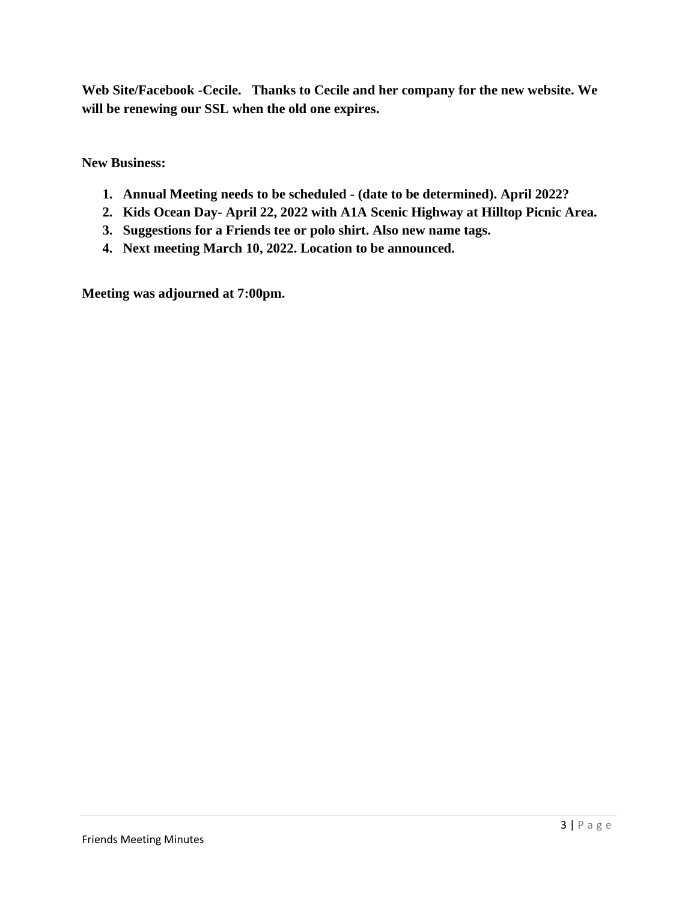**Web Site/Facebook -Cecile.   Thanks to Cecile and her company for the new website. We will be renewing our SSL when the old one expires.**

**New Business:**

1. **Annual Meeting needs to be scheduled - (date to be determined). April 2022?**
2. **Kids Ocean Day- April 22, 2022 with A1A Scenic Highway at Hilltop Picnic Area.**
3. **Suggestions for a Friends tee or polo shirt. Also new name tags.**
4. **Next meeting March 10, 2022. Location to be announced.**

**Meeting was adjourned at 7:00pm.**